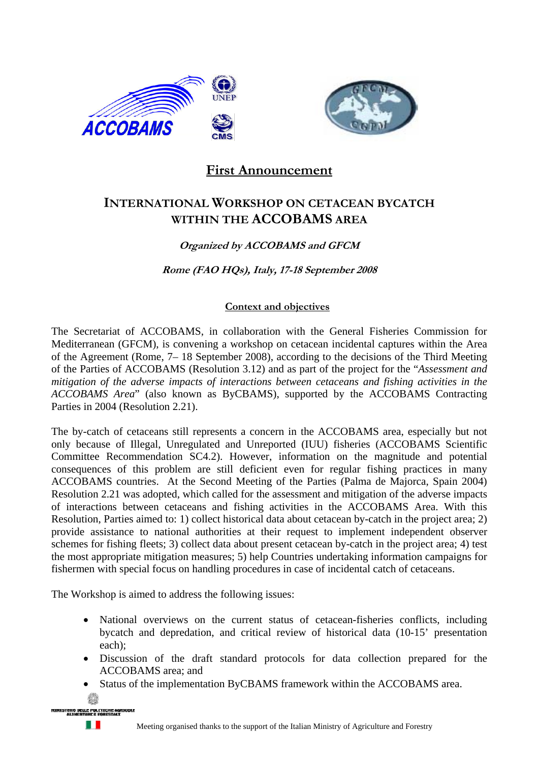ACCOBAMS UNEP CMS

GFCM CGPM

# First Announcement

## INTERNATIONAL WORKSHOP ON CETACEAN BYCATCH WITHIN THE ACCOBAMS AREA

***Organized by ACCOBAMS and GFCM***

***Rome (FAO HQs), Italy, 17-18 September 2008***

### Context and objectives

The Secretariat of ACCOBAMS, in collaboration with the General Fisheries Commission for Mediterranean (GFCM), is convening a workshop on cetacean incidental captures within the Area of the Agreement (Rome, 7– 18 September 2008), according to the decisions of the Third Meeting of the Parties of ACCOBAMS (Resolution 3.12) and as part of the project for the "*Assessment and mitigation of the adverse impacts of interactions between cetaceans and fishing activities in the ACCOBAMS Area*" (also known as ByCBAMS), supported by the ACCOBAMS Contracting Parties in 2004 (Resolution 2.21).

The by-catch of cetaceans still represents a concern in the ACCOBAMS area, especially but not only because of Illegal, Unregulated and Unreported (IUU) fisheries (ACCOBAMS Scientific Committee Recommendation SC4.2). However, information on the magnitude and potential consequences of this problem are still deficient even for regular fishing practices in many ACCOBAMS countries. At the Second Meeting of the Parties (Palma de Majorca, Spain 2004) Resolution 2.21 was adopted, which called for the assessment and mitigation of the adverse impacts of interactions between cetaceans and fishing activities in the ACCOBAMS Area. With this Resolution, Parties aimed to: 1) collect historical data about cetacean by-catch in the project area; 2) provide assistance to national authorities at their request to implement independent observer schemes for fishing fleets; 3) collect data about present cetacean by-catch in the project area; 4) test the most appropriate mitigation measures; 5) help Countries undertaking information campaigns for fishermen with special focus on handling procedures in case of incidental catch of cetaceans.

The Workshop is aimed to address the following issues:

- National overviews on the current status of cetacean-fisheries conflicts, including bycatch and depredation, and critical review of historical data (10-15' presentation each);
- Discussion of the draft standard protocols for data collection prepared for the ACCOBAMS area; and
- Status of the implementation ByCBAMS framework within the ACCOBAMS area.

MINISTERO DELLE POLITICHE AGRICOLE ALIMENTARI E FORESTALI

Meeting organised thanks to the support of the Italian Ministry of Agriculture and Forestry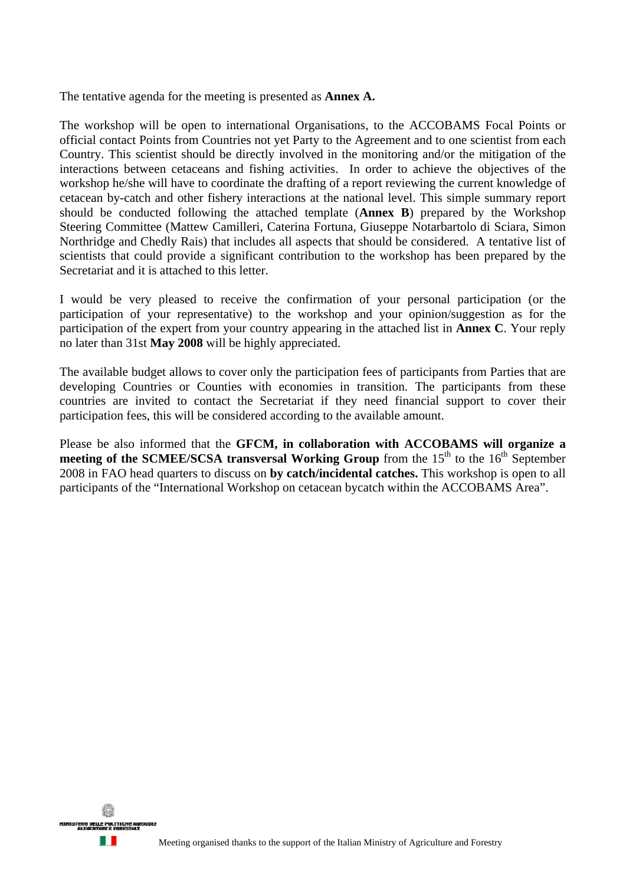The tentative agenda for the meeting is presented as **Annex A.**

The workshop will be open to international Organisations, to the ACCOBAMS Focal Points or official contact Points from Countries not yet Party to the Agreement and to one scientist from each Country. This scientist should be directly involved in the monitoring and/or the mitigation of the interactions between cetaceans and fishing activities. In order to achieve the objectives of the workshop he/she will have to coordinate the drafting of a report reviewing the current knowledge of cetacean by-catch and other fishery interactions at the national level. This simple summary report should be conducted following the attached template (**Annex B**) prepared by the Workshop Steering Committee (Mattew Camilleri, Caterina Fortuna, Giuseppe Notarbartolo di Sciara, Simon Northridge and Chedly Rais) that includes all aspects that should be considered. A tentative list of scientists that could provide a significant contribution to the workshop has been prepared by the Secretariat and it is attached to this letter.

I would be very pleased to receive the confirmation of your personal participation (or the participation of your representative) to the workshop and your opinion/suggestion as for the participation of the expert from your country appearing in the attached list in **Annex C**. Your reply no later than 31st **May 2008** will be highly appreciated.

The available budget allows to cover only the participation fees of participants from Parties that are developing Countries or Counties with economies in transition. The participants from these countries are invited to contact the Secretariat if they need financial support to cover their participation fees, this will be considered according to the available amount.

Please be also informed that the **GFCM, in collaboration with ACCOBAMS will organize a meeting of the SCMEE/SCSA transversal Working Group** from the 15th to the 16th September 2008 in FAO head quarters to discuss on **by catch/incidental catches.** This workshop is open to all participants of the "International Workshop on cetacean bycatch within the ACCOBAMS Area".

MINISTERO DELLE POLITICHE AGRICOLE ALIMENTARI E FORESTALI

Meeting organised thanks to the support of the Italian Ministry of Agriculture and Forestry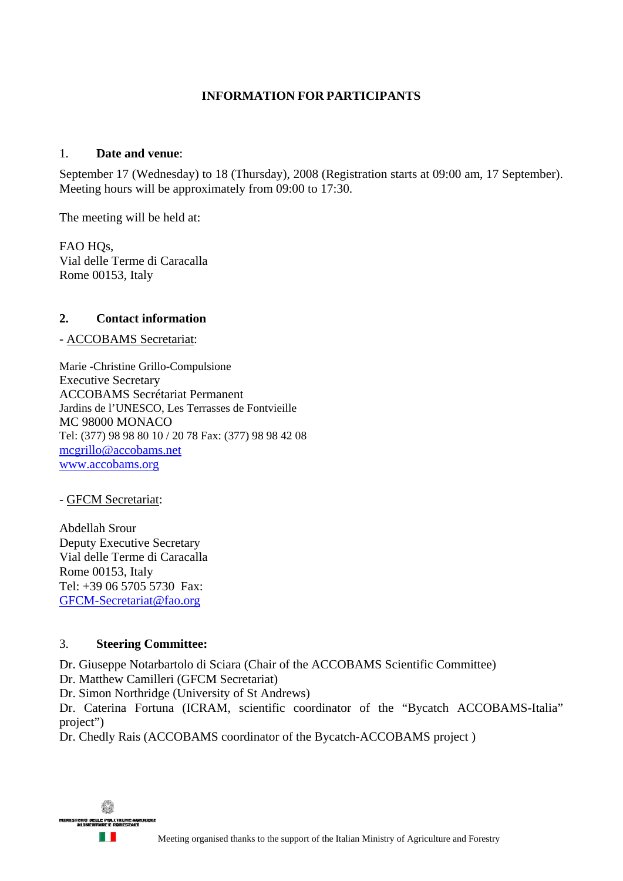## INFORMATION FOR PARTICIPANTS

1. **Date and venue**:

September 17 (Wednesday) to 18 (Thursday), 2008 (Registration starts at 09:00 am, 17 September). Meeting hours will be approximately from 09:00 to 17:30.

The meeting will be held at:

FAO HQs,
Vial delle Terme di Caracalla
Rome 00153, Italy

**2. Contact information**

- ACCOBAMS Secretariat:

Marie -Christine Grillo-Compulsione
Executive Secretary
ACCOBAMS Secrétariat Permanent
Jardins de l'UNESCO, Les Terrasses de Fontvieille
MC 98000 MONACO
Tel: (377) 98 98 80 10 / 20 78 Fax: (377) 98 98 42 08
mcgrillo@accobams.net
www.accobams.org

- GFCM Secretariat:

Abdellah Srour
Deputy Executive Secretary
Vial delle Terme di Caracalla
Rome 00153, Italy
Tel: +39 06 5705 5730 Fax:
GFCM-Secretariat@fao.org

3. **Steering Committee:**

Dr. Giuseppe Notarbartolo di Sciara (Chair of the ACCOBAMS Scientific Committee)
Dr. Matthew Camilleri (GFCM Secretariat)
Dr. Simon Northridge (University of St Andrews)
Dr. Caterina Fortuna (ICRAM, scientific coordinator of the "Bycatch ACCOBAMS-Italia" project")
Dr. Chedly Rais (ACCOBAMS coordinator of the Bycatch-ACCOBAMS project )

Meeting organised thanks to the support of the Italian Ministry of Agriculture and Forestry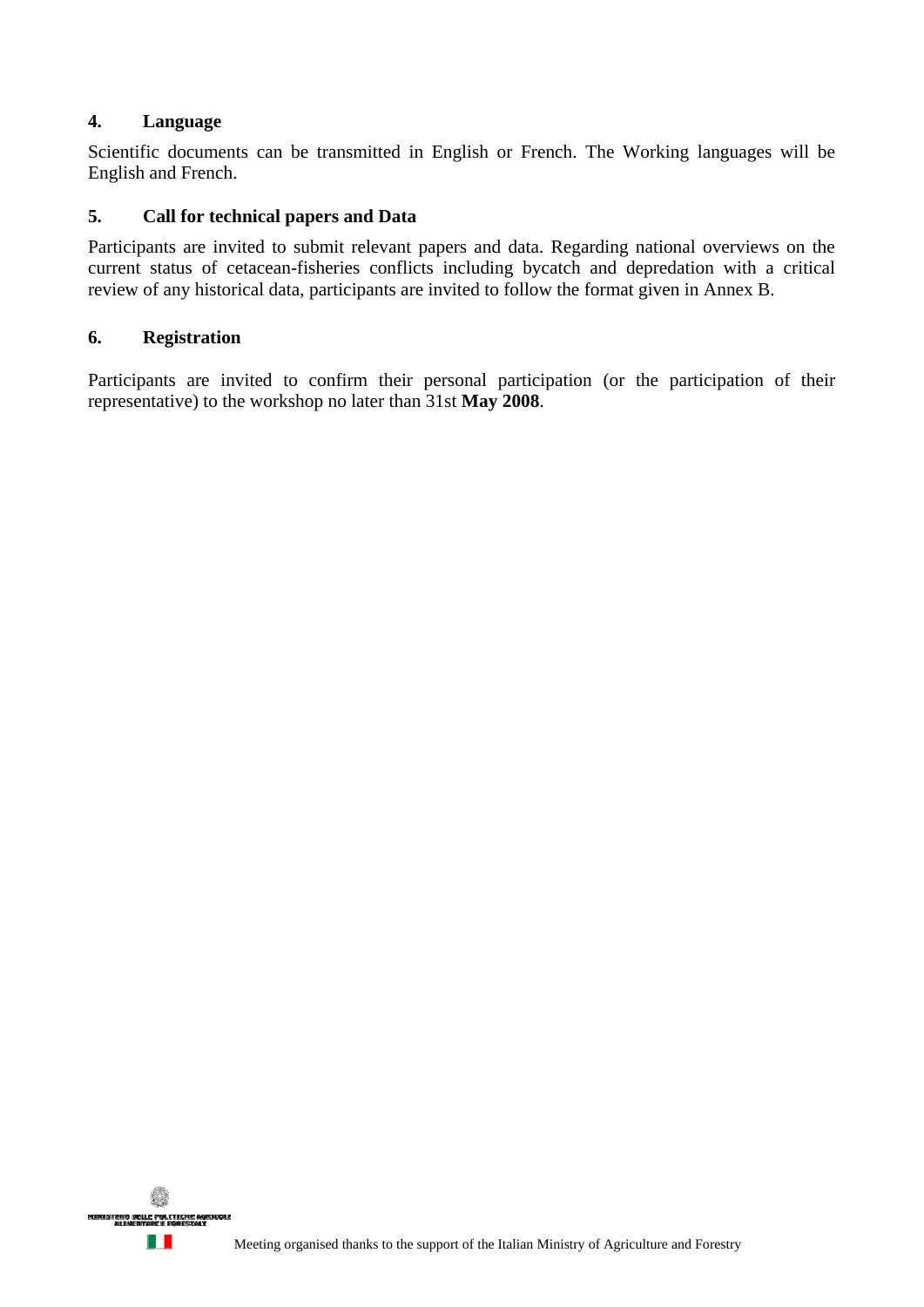## 4. Language

Scientific documents can be transmitted in English or French. The Working languages will be English and French.

## 5. Call for technical papers and Data

Participants are invited to submit relevant papers and data. Regarding national overviews on the current status of cetacean-fisheries conflicts including bycatch and depredation with a critical review of any historical data, participants are invited to follow the format given in Annex B.

## 6. Registration

Participants are invited to confirm their personal participation (or the participation of their representative) to the workshop no later than 31st **May 2008**.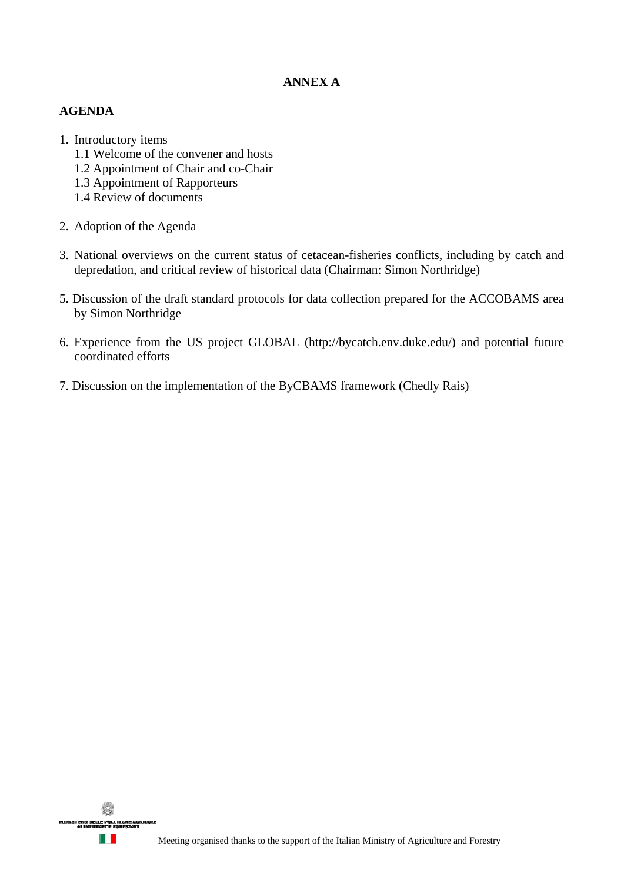**ANNEX A**

**AGENDA**

1. Introductory items
    1.1 Welcome of the convener and hosts
    1.2 Appointment of Chair and co-Chair
    1.3 Appointment of Rapporteurs
    1.4 Review of documents

2. Adoption of the Agenda

3. National overviews on the current status of cetacean-fisheries conflicts, including by catch and depredation, and critical review of historical data (Chairman: Simon Northridge)

5. Discussion of the draft standard protocols for data collection prepared for the ACCOBAMS area by Simon Northridge

6. Experience from the US project GLOBAL (http://bycatch.env.duke.edu/) and potential future coordinated efforts

7. Discussion on the implementation of the ByCBAMS framework (Chedly Rais)

Meeting organised thanks to the support of the Italian Ministry of Agriculture and Forestry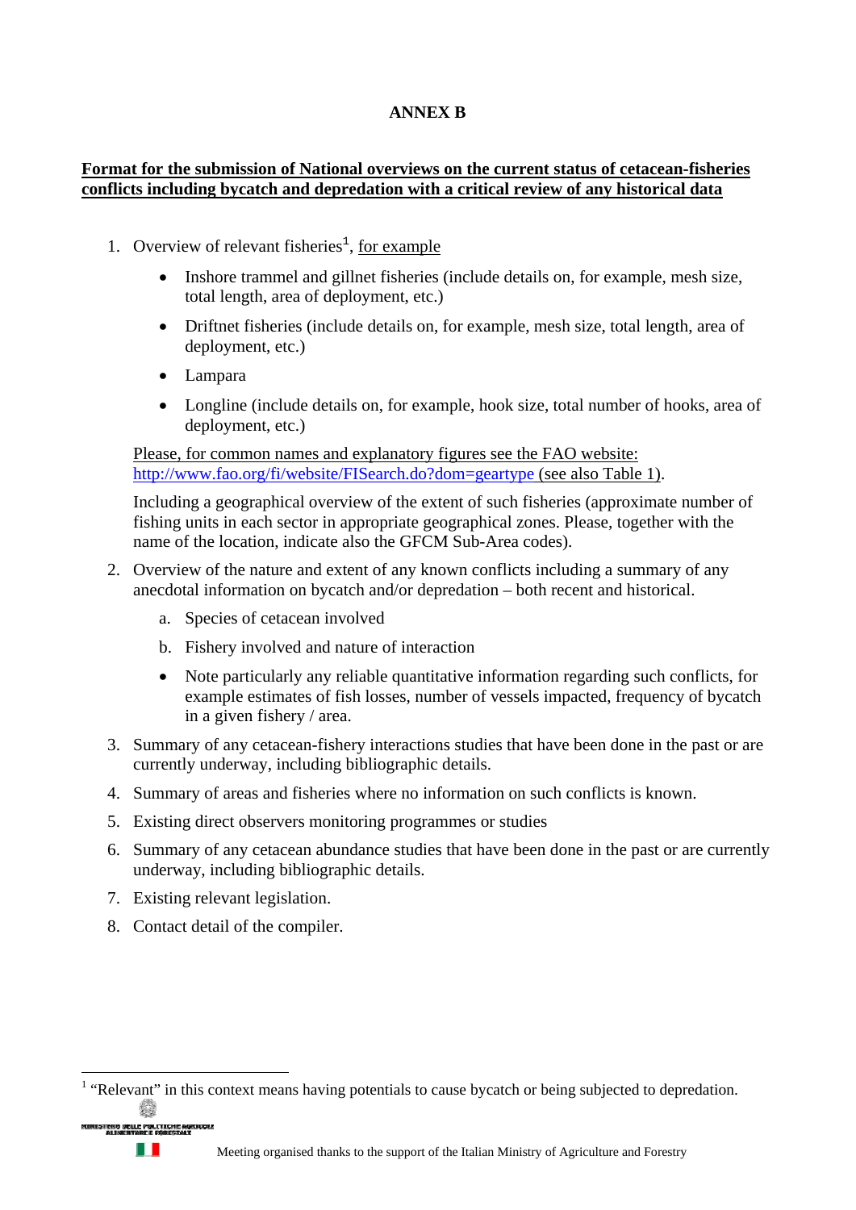**ANNEX B**

**Format for the submission of National overviews on the current status of cetacean-fisheries conflicts including bycatch and depredation with a critical review of any historical data**

1. Overview of relevant fisheries[1], for example

    - Inshore trammel and gillnet fisheries (include details on, for example, mesh size, total length, area of deployment, etc.)
    - Driftnet fisheries (include details on, for example, mesh size, total length, area of deployment, etc.)
    - Lampara
    - Longline (include details on, for example, hook size, total number of hooks, area of deployment, etc.)

    Please, for common names and explanatory figures see the FAO website: http://www.fao.org/fi/website/FISearch.do?dom=geartype (see also Table 1).

    Including a geographical overview of the extent of such fisheries (approximate number of fishing units in each sector in appropriate geographical zones. Please, together with the name of the location, indicate also the GFCM Sub-Area codes).

2. Overview of the nature and extent of any known conflicts including a summary of any anecdotal information on bycatch and/or depredation – both recent and historical.

    a. Species of cetacean involved

    b. Fishery involved and nature of interaction

    - Note particularly any reliable quantitative information regarding such conflicts, for example estimates of fish losses, number of vessels impacted, frequency of bycatch in a given fishery / area.

3. Summary of any cetacean-fishery interactions studies that have been done in the past or are currently underway, including bibliographic details.
4. Summary of areas and fisheries where no information on such conflicts is known.
5. Existing direct observers monitoring programmes or studies
6. Summary of any cetacean abundance studies that have been done in the past or are currently underway, including bibliographic details.
7. Existing relevant legislation.
8. Contact detail of the compiler.

[1] "Relevant" in this context means having potentials to cause bycatch or being subjected to depredation.

Meeting organised thanks to the support of the Italian Ministry of Agriculture and Forestry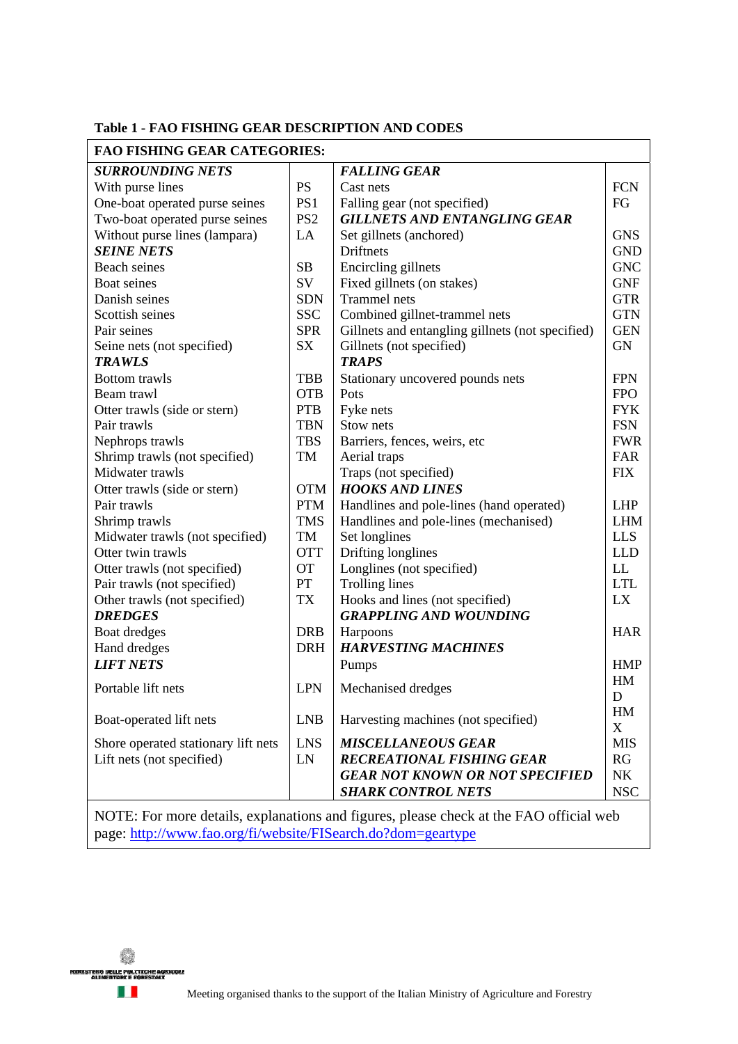**Table 1 - FAO FISHING GEAR DESCRIPTION AND CODES**

| FAO FISHING GEAR CATEGORIES: | | | |
|---|---|---|---|
| ***SURROUNDING NETS*** | | ***FALLING GEAR*** | |
| With purse lines | PS | Cast nets | FCN |
| One-boat operated purse seines | PS1 | Falling gear (not specified) | FG |
| Two-boat operated purse seines | PS2 | ***GILLNETS AND ENTANGLING GEAR*** | |
| Without purse lines (lampara) | LA | Set gillnets (anchored) | GNS |
| ***SEINE NETS*** | | Driftnets | GND |
| Beach seines | SB | Encircling gillnets | GNC |
| Boat seines | SV | Fixed gillnets (on stakes) | GNF |
| Danish seines | SDN | Trammel nets | GTR |
| Scottish seines | SSC | Combined gillnet-trammel nets | GTN |
| Pair seines | SPR | Gillnets and entangling gillnets (not specified) | GEN |
| Seine nets (not specified) | SX | Gillnets (not specified) | GN |
| ***TRAWLS*** | | ***TRAPS*** | |
| Bottom trawls | TBB | Stationary uncovered pounds nets | FPN |
| Beam trawl | OTB | Pots | FPO |
| Otter trawls (side or stern) | PTB | Fyke nets | FYK |
| Pair trawls | TBN | Stow nets | FSN |
| Nephrops trawls | TBS | Barriers, fences, weirs, etc | FWR |
| Shrimp trawls (not specified) | TM | Aerial traps | FAR |
| Midwater trawls | | Traps (not specified) | FIX |
| Otter trawls (side or stern) | OTM | ***HOOKS AND LINES*** | |
| Pair trawls | PTM | Handlines and pole-lines (hand operated) | LHP |
| Shrimp trawls | TMS | Handlines and pole-lines (mechanised) | LHM |
| Midwater trawls (not specified) | TM | Set longlines | LLS |
| Otter twin trawls | OTT | Drifting longlines | LLD |
| Otter trawls (not specified) | OT | Longlines (not specified) | LL |
| Pair trawls (not specified) | PT | Trolling lines | LTL |
| Other trawls (not specified) | TX | Hooks and lines (not specified) | LX |
| ***DREDGES*** | | ***GRAPPLING AND WOUNDING*** | |
| Boat dredges | DRB | Harpoons | HAR |
| Hand dredges | DRH | ***HARVESTING MACHINES*** | |
| ***LIFT NETS*** | | Pumps | HMP |
| Portable lift nets | LPN | Mechanised dredges | HMD |
| Boat-operated lift nets | LNB | Harvesting machines (not specified) | HMX |
| Shore operated stationary lift nets | LNS | ***MISCELLANEOUS GEAR*** | MIS |
| Lift nets (not specified) | LN | ***RECREATIONAL FISHING GEAR*** | RG |
| | | ***GEAR NOT KNOWN OR NOT SPECIFED*** | NK |
| | | ***SHARK CONTROL NETS*** | NSC |

NOTE: For more details, explanations and figures, please check at the FAO official web page: http://www.fao.org/fi/website/FISearch.do?dom=geartype

Meeting organised thanks to the support of the Italian Ministry of Agriculture and Forestry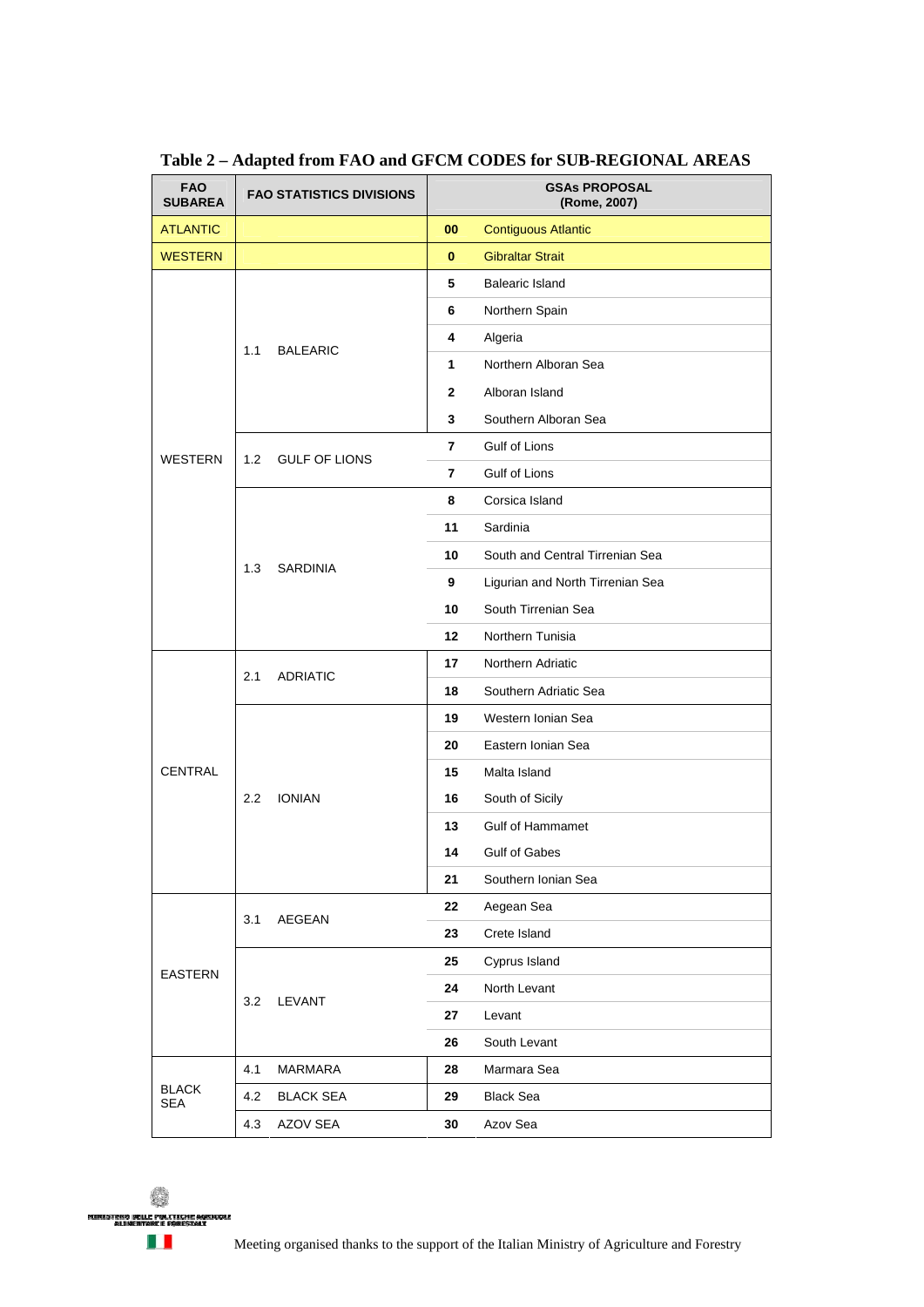**Table 2 – Adapted from FAO and GFCM CODES for SUB-REGIONAL AREAS**

| FAO SUBAREA | FAO STATISTICS DIVISIONS | | GSAs PROPOSAL (Rome, 2007) | |
|---|---|---|---|---|
| ATLANTIC | | | 00 | Contiguous Atlantic |
| WESTERN | | | 0 | Gibraltar Strait |
| WESTERN | 1.1 | BALEARIC | 5 | Balearic Island |
| | | | 6 | Northern Spain |
| | | | 4 | Algeria |
| | | | 1 | Northern Alboran Sea |
| | | | 2 | Alboran Island |
| | | | 3 | Southern Alboran Sea |
| | 1.2 | GULF OF LIONS | 7 | Gulf of Lions |
| | | | 7 | Gulf of Lions |
| | 1.3 | SARDINIA | 8 | Corsica Island |
| | | | 11 | Sardinia |
| | | | 10 | South and Central Tirrenian Sea |
| | | | 9 | Ligurian and North Tirrenian Sea |
| | | | 10 | South Tirrenian Sea |
| | | | 12 | Northern Tunisia |
| CENTRAL | 2.1 | ADRIATIC | 17 | Northern Adriatic |
| | | | 18 | Southern Adriatic Sea |
| | 2.2 | IONIAN | 19 | Western Ionian Sea |
| | | | 20 | Eastern Ionian Sea |
| | | | 15 | Malta Island |
| | | | 16 | South of Sicily |
| | | | 13 | Gulf of Hammamet |
| | | | 14 | Gulf of Gabes |
| | | | 21 | Southern Ionian Sea |
| EASTERN | 3.1 | AEGEAN | 22 | Aegean Sea |
| | | | 23 | Crete Island |
| | 3.2 | LEVANT | 25 | Cyprus Island |
| | | | 24 | North Levant |
| | | | 27 | Levant |
| | | | 26 | South Levant |
| BLACK SEA | 4.1 | MARMARA | 28 | Marmara Sea |
| | 4.2 | BLACK SEA | 29 | Black Sea |
| | 4.3 | AZOV SEA | 30 | Azov Sea |

Meeting organised thanks to the support of the Italian Ministry of Agriculture and Forestry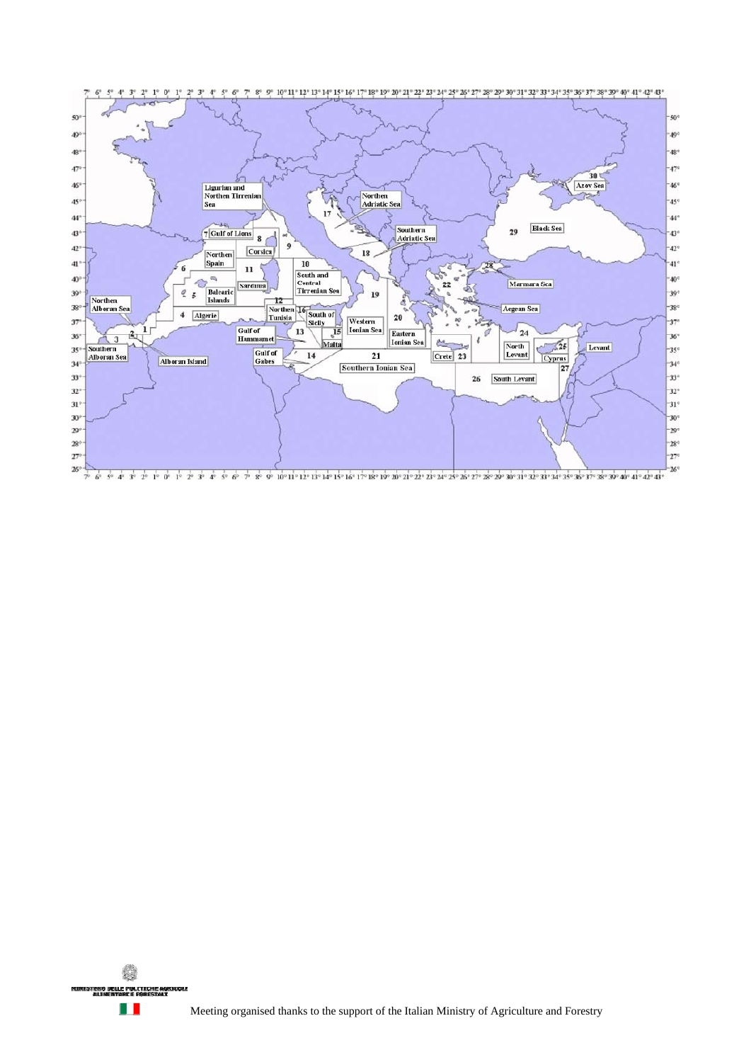Ligurian and Northen Tirrenian Sea

Northen Adriatic Sea

Southern Adriatic Sea

Azov Sea

Black Sea

Gulf of Lions

Corsica

Northen Spain

Sardinia

South and Central Tirrenian Sea

Balearic Islands

Northen Alboran Sea

Algerie

Northen Tunisia

South of Sicily

Western Ionian Sea

Eastern Ionian Sea

Marmara Sea

Aegean Sea

Gulf of Hammamet

Malta

Southern Alboran Sea

Alboran Island

Gulf of Gabes

Southern Ionian Sea

Crete

North Levant

Cyprus

Levant

South Levant

1, 2, 3, 4, 5, 6, 7, 8, 9, 10, 11, 12, 13, 14, 15, 16, 17, 18, 19, 20, 21, 22, 23, 24, 25, 26, 27, 28, 29, 30

MINISTERO DELLE POLITICHE AGRICOLE ALIMENTARI E FORESTALI

Meeting organised thanks to the support of the Italian Ministry of Agriculture and Forestry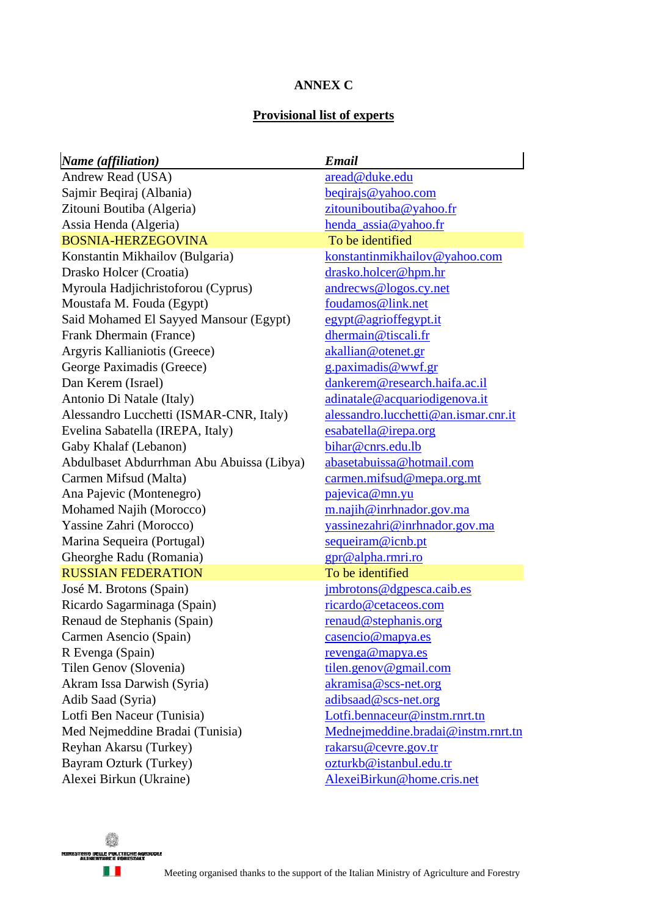**ANNEX C**

**Provisional list of experts**

| *Name (affiliation)* | *Email* |
|---|---|
| Andrew Read (USA) | aread@duke.edu |
| Sajmir Beqiraj (Albania) | beqirajs@yahoo.com |
| Zitouni Boutiba (Algeria) | zitouniboutiba@yahoo.fr |
| Assia Henda (Algeria) | henda_assia@yahoo.fr |
| BOSNIA-HERZEGOVINA | To be identified |
| Konstantin Mikhailov (Bulgaria) | konstantinmikhailov@yahoo.com |
| Drasko Holcer (Croatia) | drasko.holcer@hpm.hr |
| Myroula Hadjichristoforou (Cyprus) | andrecws@logos.cy.net |
| Moustafa M. Fouda (Egypt) | foudamos@link.net |
| Said Mohamed El Sayyed Mansour (Egypt) | egypt@agrioffegypt.it |
| Frank Dhermain (France) | dhermain@tiscali.fr |
| Argyris Kallianiotis (Greece) | akallian@otenet.gr |
| George Paximadis (Greece) | g.paximadis@wwf.gr |
| Dan Kerem (Israel) | dankerem@research.haifa.ac.il |
| Antonio Di Natale (Italy) | adinatale@acquariodigenova.it |
| Alessandro Lucchetti (ISMAR-CNR, Italy) | alessandro.lucchetti@an.ismar.cnr.it |
| Evelina Sabatella (IREPA, Italy) | esabatella@irepa.org |
| Gaby Khalaf (Lebanon) | bihar@cnrs.edu.lb |
| Abdulbaset Abdurrhman Abu Abuissa (Libya) | abasetabuissa@hotmail.com |
| Carmen Mifsud (Malta) | carmen.mifsud@mepa.org.mt |
| Ana Pajevic (Montenegro) | pajevica@mn.yu |
| Mohamed Najih (Morocco) | m.najih@inrhnador.gov.ma |
| Yassine Zahri (Morocco) | yassinezahri@inrhnador.gov.ma |
| Marina Sequeira (Portugal) | sequeiram@icnb.pt |
| Gheorghe Radu (Romania) | gpr@alpha.rmri.ro |
| RUSSIAN FEDERATION | To be identified |
| José M. Brotons (Spain) | jmbrotons@dgpesca.caib.es |
| Ricardo Sagarminaga (Spain) | ricardo@cetaceos.com |
| Renaud de Stephanis (Spain) | renaud@stephanis.org |
| Carmen Asencio (Spain) | casencio@mapya.es |
| R Evenga (Spain) | revenga@mapya.es |
| Tilen Genov (Slovenia) | tilen.genov@gmail.com |
| Akram Issa Darwish (Syria) | akramisa@scs-net.org |
| Adib Saad (Syria) | adibsaad@scs-net.org |
| Lotfi Ben Naceur (Tunisia) | Lotfi.bennaceur@instm.rnrt.tn |
| Med Nejmeddine Bradai (Tunisia) | Mednejmeddine.bradai@instm.rnrt.tn |
| Reyhan Akarsu (Turkey) | rakarsu@cevre.gov.tr |
| Bayram Ozturk (Turkey) | ozturkb@istanbul.edu.tr |
| Alexei Birkun (Ukraine) | AlexeiBirkun@home.cris.net |

MINISTERO DELLE POLITICHE AGRICOLE ALIMENTARI E FORESTALI

Meeting organised thanks to the support of the Italian Ministry of Agriculture and Forestry